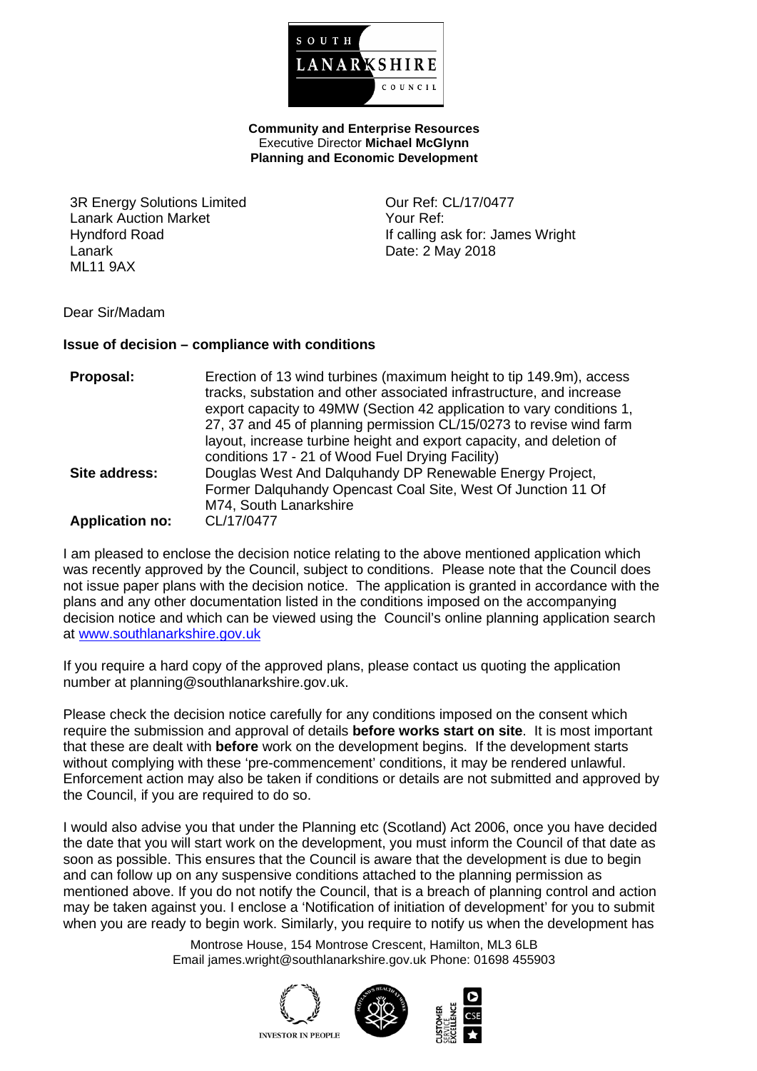SOUTH LANARKSHIRE COUNCIL

**Community and Enterprise Resources**
Executive Director **Michael McGlynn**
**Planning and Economic Development**

3R Energy Solutions Limited
Lanark Auction Market
Hyndford Road
Lanark
ML11 9AX

Our Ref: CL/17/0477
Your Ref:
If calling ask for: James Wright
Date: 2 May 2018

Dear Sir/Madam

**Issue of decision – compliance with conditions**

| | |
|---|---|
| **Proposal:** | Erection of 13 wind turbines (maximum height to tip 149.9m), access tracks, substation and other associated infrastructure, and increase export capacity to 49MW (Section 42 application to vary conditions 1, 27, 37 and 45 of planning permission CL/15/0273 to revise wind farm layout, increase turbine height and export capacity, and deletion of conditions 17 - 21 of Wood Fuel Drying Facility) |
| **Site address:** | Douglas West And Dalquhandy DP Renewable Energy Project, Former Dalquhandy Opencast Coal Site, West Of Junction 11 Of M74, South Lanarkshire |
| **Application no:** | CL/17/0477 |

I am pleased to enclose the decision notice relating to the above mentioned application which was recently approved by the Council, subject to conditions. Please note that the Council does not issue paper plans with the decision notice. The application is granted in accordance with the plans and any other documentation listed in the conditions imposed on the accompanying decision notice and which can be viewed using the Council's online planning application search at www.southlanarkshire.gov.uk

If you require a hard copy of the approved plans, please contact us quoting the application number at planning@southlanarkshire.gov.uk.

Please check the decision notice carefully for any conditions imposed on the consent which require the submission and approval of details **before works start on site**. It is most important that these are dealt with **before** work on the development begins. If the development starts without complying with these 'pre-commencement' conditions, it may be rendered unlawful. Enforcement action may also be taken if conditions or details are not submitted and approved by the Council, if you are required to do so.

I would also advise you that under the Planning etc (Scotland) Act 2006, once you have decided the date that you will start work on the development, you must inform the Council of that date as soon as possible. This ensures that the Council is aware that the development is due to begin and can follow up on any suspensive conditions attached to the planning permission as mentioned above. If you do not notify the Council, that is a breach of planning control and action may be taken against you. I enclose a 'Notification of initiation of development' for you to submit when you are ready to begin work. Similarly, you require to notify us when the development has

Montrose House, 154 Montrose Crescent, Hamilton, ML3 6LB
Email james.wright@southlanarkshire.gov.uk Phone: 01698 455903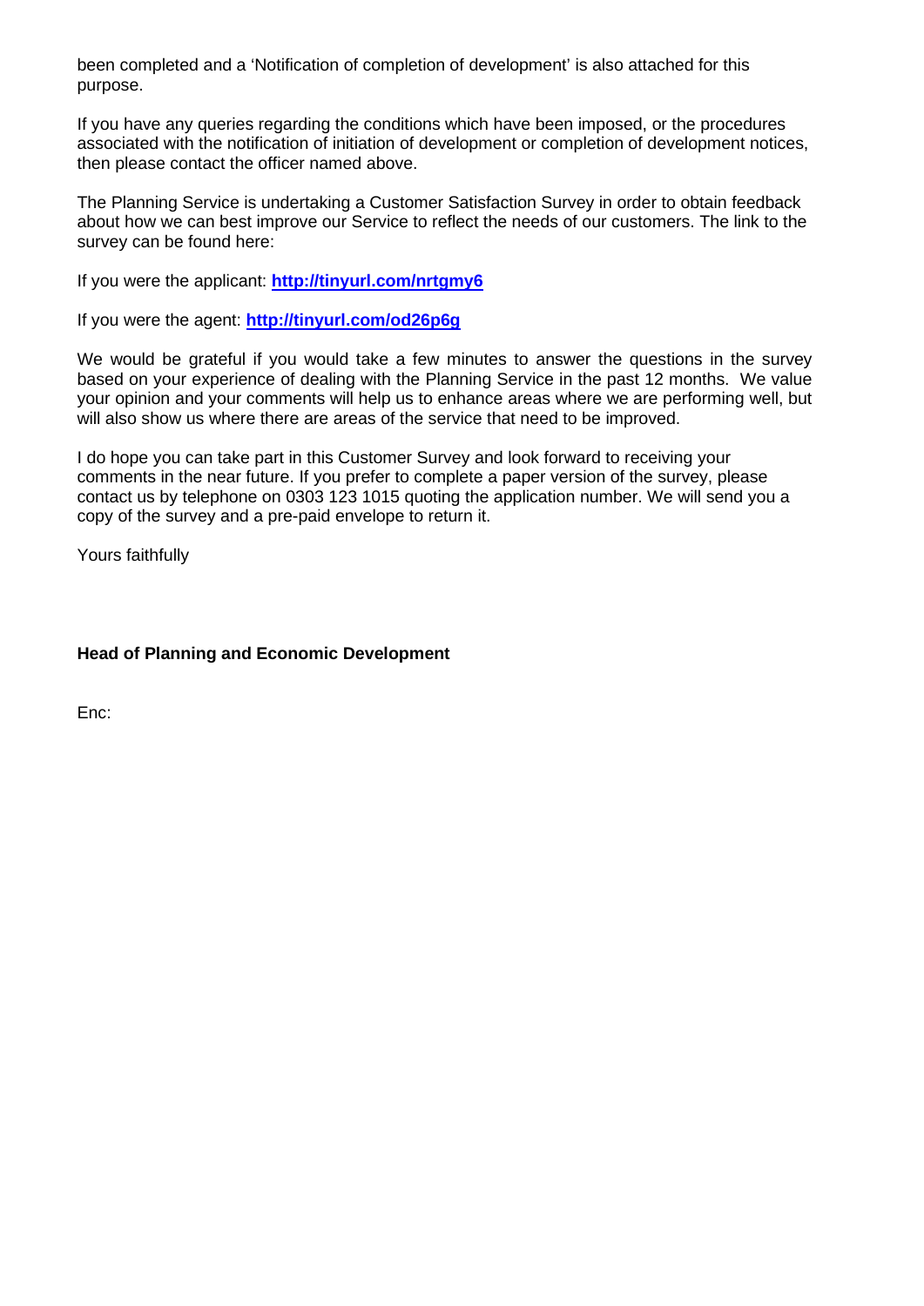been completed and a 'Notification of completion of development' is also attached for this purpose.

If you have any queries regarding the conditions which have been imposed, or the procedures associated with the notification of initiation of development or completion of development notices, then please contact the officer named above.

The Planning Service is undertaking a Customer Satisfaction Survey in order to obtain feedback about how we can best improve our Service to reflect the needs of our customers. The link to the survey can be found here:

If you were the applicant: **http://tinyurl.com/nrtgmy6**

If you were the agent: **http://tinyurl.com/od26p6g**

We would be grateful if you would take a few minutes to answer the questions in the survey based on your experience of dealing with the Planning Service in the past 12 months. We value your opinion and your comments will help us to enhance areas where we are performing well, but will also show us where there are areas of the service that need to be improved.

I do hope you can take part in this Customer Survey and look forward to receiving your comments in the near future. If you prefer to complete a paper version of the survey, please contact us by telephone on 0303 123 1015 quoting the application number. We will send you a copy of the survey and a pre-paid envelope to return it.

Yours faithfully

**Head of Planning and Economic Development**

Enc: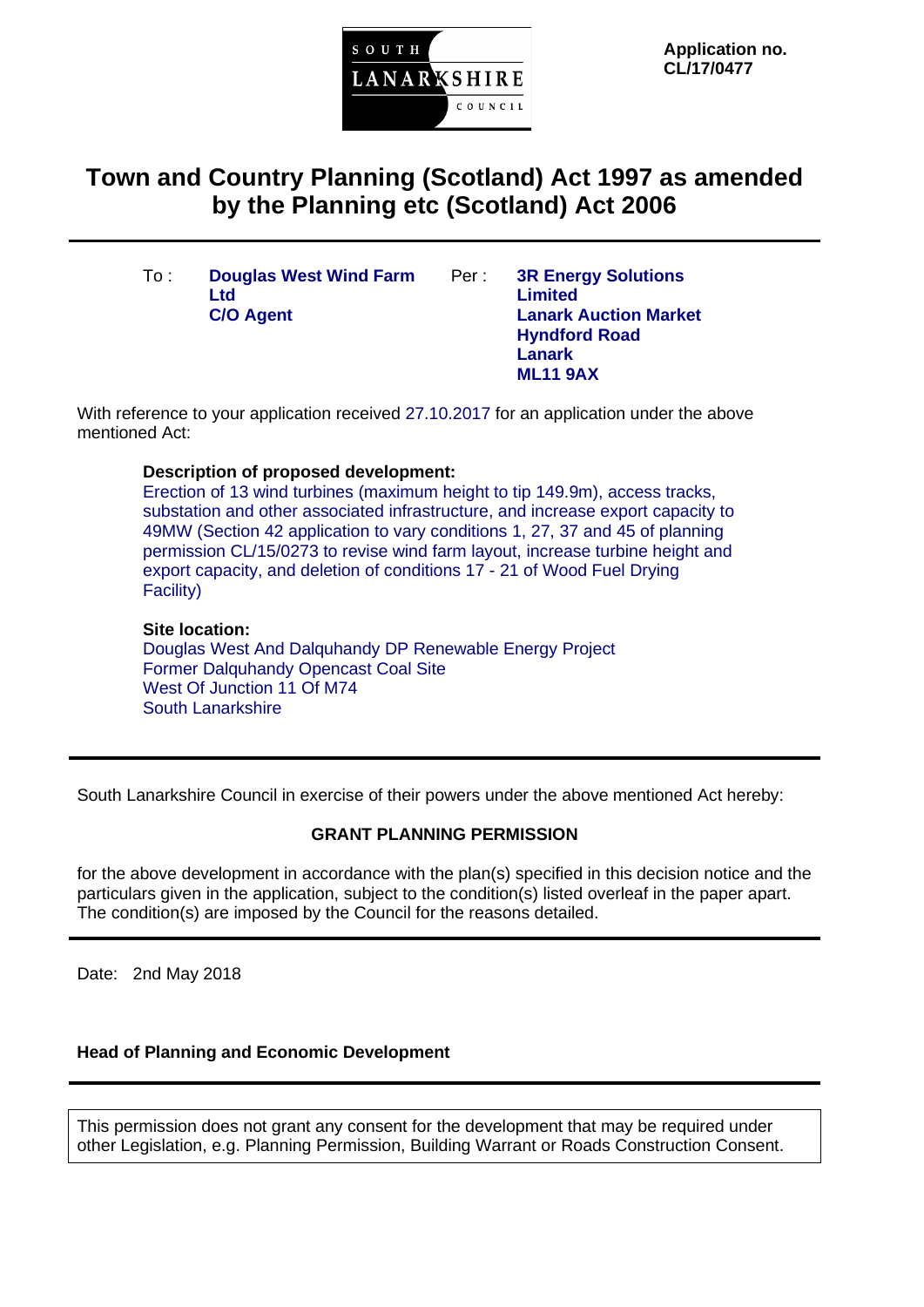**Application no. CL/17/0477**

# Town and Country Planning (Scotland) Act 1997 as amended by the Planning etc (Scotland) Act 2006

| To : | **Douglas West Wind Farm Ltd**<br>**C/O Agent** | Per : | **3R Energy Solutions Limited**<br>**Lanark Auction Market**<br>**Hyndford Road**<br>**Lanark**<br>**ML11 9AX** |
|---|---|---|---|

With reference to your application received 27.10.2017 for an application under the above mentioned Act:

**Description of proposed development:**
Erection of 13 wind turbines (maximum height to tip 149.9m), access tracks, substation and other associated infrastructure, and increase export capacity to 49MW (Section 42 application to vary conditions 1, 27, 37 and 45 of planning permission CL/15/0273 to revise wind farm layout, increase turbine height and export capacity, and deletion of conditions 17 - 21 of Wood Fuel Drying Facility)

**Site location:**
Douglas West And Dalquhandy DP Renewable Energy Project
Former Dalquhandy Opencast Coal Site
West Of Junction 11 Of M74
South Lanarkshire

---

South Lanarkshire Council in exercise of their powers under the above mentioned Act hereby:

**GRANT PLANNING PERMISSION**

for the above development in accordance with the plan(s) specified in this decision notice and the particulars given in the application, subject to the condition(s) listed overleaf in the paper apart. The condition(s) are imposed by the Council for the reasons detailed.

---

Date: 2nd May 2018

**Head of Planning and Economic Development**

---

This permission does not grant any consent for the development that may be required under other Legislation, e.g. Planning Permission, Building Warrant or Roads Construction Consent.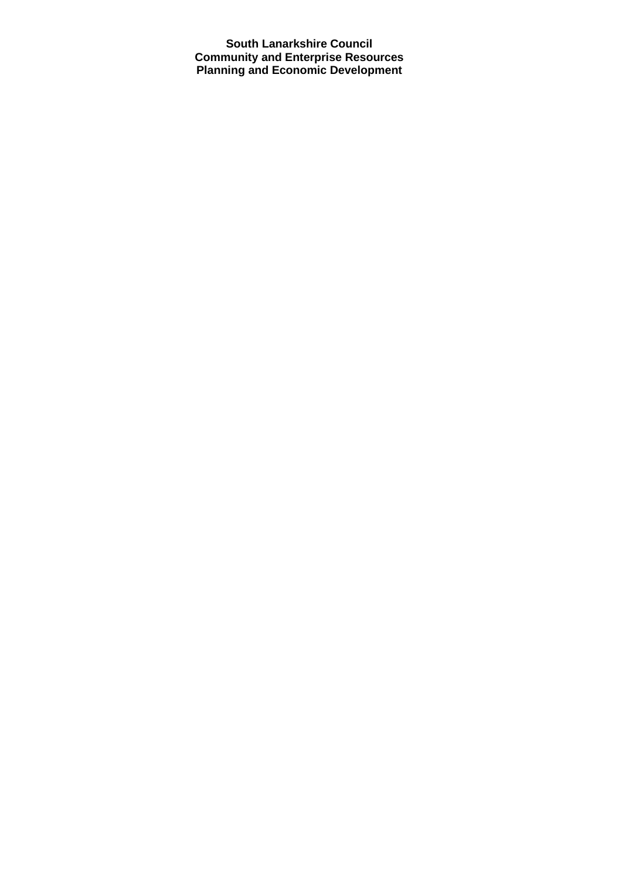**South Lanarkshire Council**
**Community and Enterprise Resources**
**Planning and Economic Development**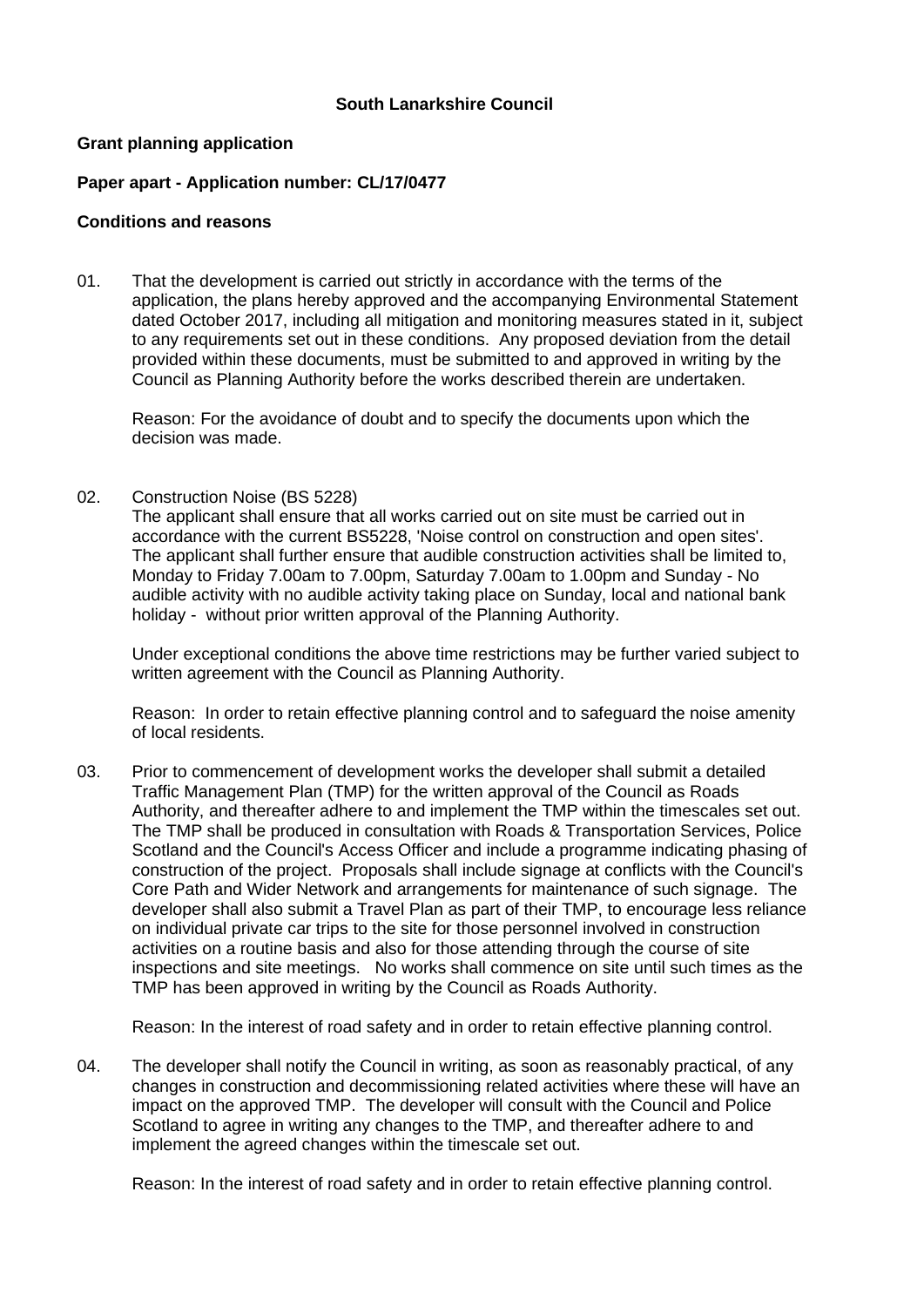**South Lanarkshire Council**

**Grant planning application**

**Paper apart - Application number: CL/17/0477**

**Conditions and reasons**

01. That the development is carried out strictly in accordance with the terms of the application, the plans hereby approved and the accompanying Environmental Statement dated October 2017, including all mitigation and monitoring measures stated in it, subject to any requirements set out in these conditions. Any proposed deviation from the detail provided within these documents, must be submitted to and approved in writing by the Council as Planning Authority before the works described therein are undertaken.

    Reason: For the avoidance of doubt and to specify the documents upon which the decision was made.

02. Construction Noise (BS 5228)
    The applicant shall ensure that all works carried out on site must be carried out in accordance with the current BS5228, 'Noise control on construction and open sites'. The applicant shall further ensure that audible construction activities shall be limited to, Monday to Friday 7.00am to 7.00pm, Saturday 7.00am to 1.00pm and Sunday - No audible activity with no audible activity taking place on Sunday, local and national bank holiday - without prior written approval of the Planning Authority.

    Under exceptional conditions the above time restrictions may be further varied subject to written agreement with the Council as Planning Authority.

    Reason: In order to retain effective planning control and to safeguard the noise amenity of local residents.

03. Prior to commencement of development works the developer shall submit a detailed Traffic Management Plan (TMP) for the written approval of the Council as Roads Authority, and thereafter adhere to and implement the TMP within the timescales set out. The TMP shall be produced in consultation with Roads & Transportation Services, Police Scotland and the Council's Access Officer and include a programme indicating phasing of construction of the project. Proposals shall include signage at conflicts with the Council's Core Path and Wider Network and arrangements for maintenance of such signage. The developer shall also submit a Travel Plan as part of their TMP, to encourage less reliance on individual private car trips to the site for those personnel involved in construction activities on a routine basis and also for those attending through the course of site inspections and site meetings. No works shall commence on site until such times as the TMP has been approved in writing by the Council as Roads Authority.

    Reason: In the interest of road safety and in order to retain effective planning control.

04. The developer shall notify the Council in writing, as soon as reasonably practical, of any changes in construction and decommissioning related activities where these will have an impact on the approved TMP. The developer will consult with the Council and Police Scotland to agree in writing any changes to the TMP, and thereafter adhere to and implement the agreed changes within the timescale set out.

    Reason: In the interest of road safety and in order to retain effective planning control.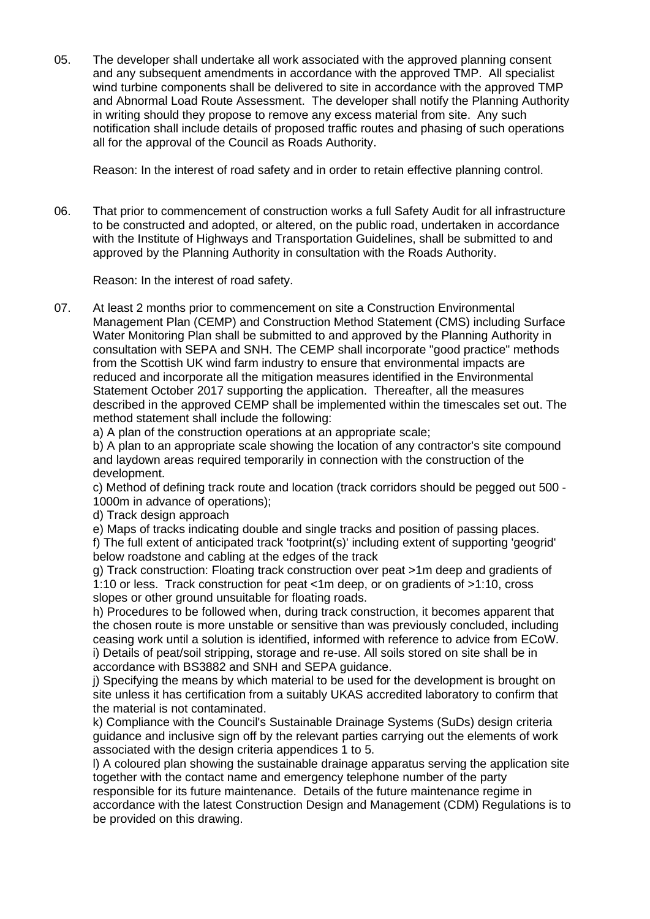05. The developer shall undertake all work associated with the approved planning consent and any subsequent amendments in accordance with the approved TMP. All specialist wind turbine components shall be delivered to site in accordance with the approved TMP and Abnormal Load Route Assessment. The developer shall notify the Planning Authority in writing should they propose to remove any excess material from site. Any such notification shall include details of proposed traffic routes and phasing of such operations all for the approval of the Council as Roads Authority.

    Reason: In the interest of road safety and in order to retain effective planning control.

06. That prior to commencement of construction works a full Safety Audit for all infrastructure to be constructed and adopted, or altered, on the public road, undertaken in accordance with the Institute of Highways and Transportation Guidelines, shall be submitted to and approved by the Planning Authority in consultation with the Roads Authority.

    Reason: In the interest of road safety.

07. At least 2 months prior to commencement on site a Construction Environmental Management Plan (CEMP) and Construction Method Statement (CMS) including Surface Water Monitoring Plan shall be submitted to and approved by the Planning Authority in consultation with SEPA and SNH. The CEMP shall incorporate "good practice" methods from the Scottish UK wind farm industry to ensure that environmental impacts are reduced and incorporate all the mitigation measures identified in the Environmental Statement October 2017 supporting the application. Thereafter, all the measures described in the approved CEMP shall be implemented within the timescales set out. The method statement shall include the following:

    a) A plan of the construction operations at an appropriate scale;
    b) A plan to an appropriate scale showing the location of any contractor's site compound and laydown areas required temporarily in connection with the construction of the development.
    c) Method of defining track route and location (track corridors should be pegged out 500 - 1000m in advance of operations);
    d) Track design approach
    e) Maps of tracks indicating double and single tracks and position of passing places.
    f) The full extent of anticipated track 'footprint(s)' including extent of supporting 'geogrid' below roadstone and cabling at the edges of the track
    g) Track construction: Floating track construction over peat >1m deep and gradients of 1:10 or less. Track construction for peat <1m deep, or on gradients of >1:10, cross slopes or other ground unsuitable for floating roads.
    h) Procedures to be followed when, during track construction, it becomes apparent that the chosen route is more unstable or sensitive than was previously concluded, including ceasing work until a solution is identified, informed with reference to advice from ECoW.
    i) Details of peat/soil stripping, storage and re-use. All soils stored on site shall be in accordance with BS3882 and SNH and SEPA guidance.
    j) Specifying the means by which material to be used for the development is brought on site unless it has certification from a suitably UKAS accredited laboratory to confirm that the material is not contaminated.
    k) Compliance with the Council's Sustainable Drainage Systems (SuDs) design criteria guidance and inclusive sign off by the relevant parties carrying out the elements of work associated with the design criteria appendices 1 to 5.
    l) A coloured plan showing the sustainable drainage apparatus serving the application site together with the contact name and emergency telephone number of the party responsible for its future maintenance. Details of the future maintenance regime in accordance with the latest Construction Design and Management (CDM) Regulations is to be provided on this drawing.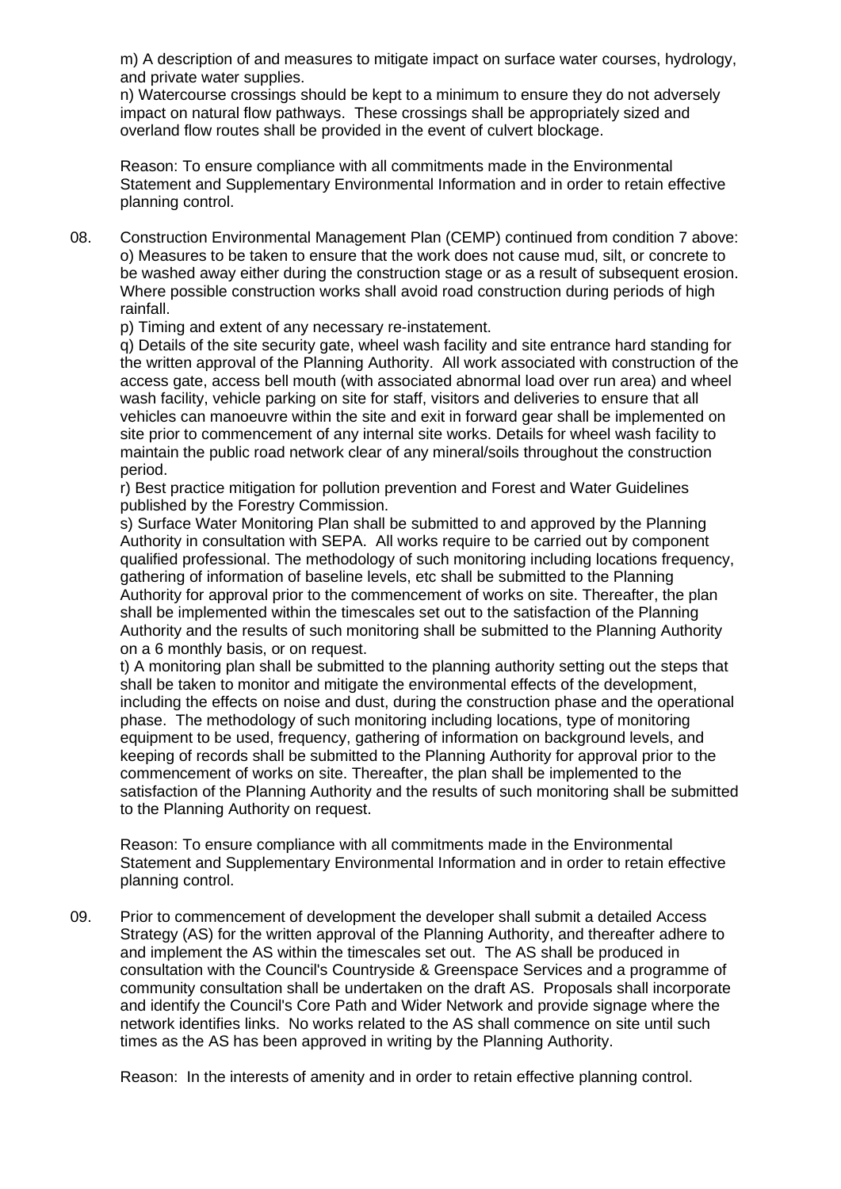m) A description of and measures to mitigate impact on surface water courses, hydrology, and private water supplies.

n) Watercourse crossings should be kept to a minimum to ensure they do not adversely impact on natural flow pathways. These crossings shall be appropriately sized and overland flow routes shall be provided in the event of culvert blockage.

Reason: To ensure compliance with all commitments made in the Environmental Statement and Supplementary Environmental Information and in order to retain effective planning control.

08. Construction Environmental Management Plan (CEMP) continued from condition 7 above:

o) Measures to be taken to ensure that the work does not cause mud, silt, or concrete to be washed away either during the construction stage or as a result of subsequent erosion. Where possible construction works shall avoid road construction during periods of high rainfall.

p) Timing and extent of any necessary re-instatement.

q) Details of the site security gate, wheel wash facility and site entrance hard standing for the written approval of the Planning Authority. All work associated with construction of the access gate, access bell mouth (with associated abnormal load over run area) and wheel wash facility, vehicle parking on site for staff, visitors and deliveries to ensure that all vehicles can manoeuvre within the site and exit in forward gear shall be implemented on site prior to commencement of any internal site works. Details for wheel wash facility to maintain the public road network clear of any mineral/soils throughout the construction period.

r) Best practice mitigation for pollution prevention and Forest and Water Guidelines published by the Forestry Commission.

s) Surface Water Monitoring Plan shall be submitted to and approved by the Planning Authority in consultation with SEPA. All works require to be carried out by component qualified professional. The methodology of such monitoring including locations frequency, gathering of information of baseline levels, etc shall be submitted to the Planning Authority for approval prior to the commencement of works on site. Thereafter, the plan shall be implemented within the timescales set out to the satisfaction of the Planning Authority and the results of such monitoring shall be submitted to the Planning Authority on a 6 monthly basis, or on request.

t) A monitoring plan shall be submitted to the planning authority setting out the steps that shall be taken to monitor and mitigate the environmental effects of the development, including the effects on noise and dust, during the construction phase and the operational phase. The methodology of such monitoring including locations, type of monitoring equipment to be used, frequency, gathering of information on background levels, and keeping of records shall be submitted to the Planning Authority for approval prior to the commencement of works on site. Thereafter, the plan shall be implemented to the satisfaction of the Planning Authority and the results of such monitoring shall be submitted to the Planning Authority on request.

Reason: To ensure compliance with all commitments made in the Environmental Statement and Supplementary Environmental Information and in order to retain effective planning control.

09. Prior to commencement of development the developer shall submit a detailed Access Strategy (AS) for the written approval of the Planning Authority, and thereafter adhere to and implement the AS within the timescales set out. The AS shall be produced in consultation with the Council's Countryside & Greenspace Services and a programme of community consultation shall be undertaken on the draft AS. Proposals shall incorporate and identify the Council's Core Path and Wider Network and provide signage where the network identifies links. No works related to the AS shall commence on site until such times as the AS has been approved in writing by the Planning Authority.

Reason: In the interests of amenity and in order to retain effective planning control.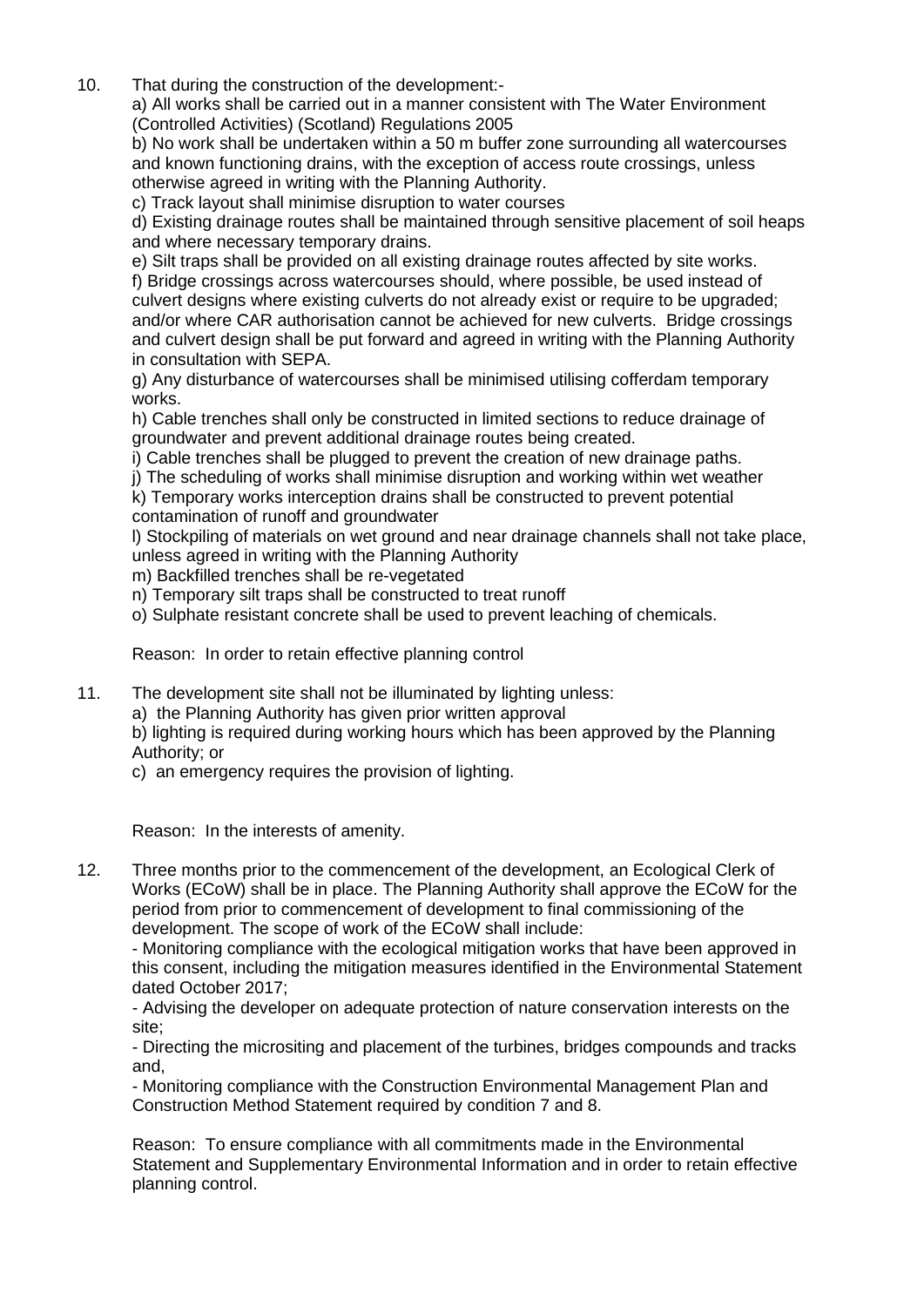10. That during the construction of the development:-

   a) All works shall be carried out in a manner consistent with The Water Environment (Controlled Activities) (Scotland) Regulations 2005

   b) No work shall be undertaken within a 50 m buffer zone surrounding all watercourses and known functioning drains, with the exception of access route crossings, unless otherwise agreed in writing with the Planning Authority.

   c) Track layout shall minimise disruption to water courses

   d) Existing drainage routes shall be maintained through sensitive placement of soil heaps and where necessary temporary drains.

   e) Silt traps shall be provided on all existing drainage routes affected by site works.

   f) Bridge crossings across watercourses should, where possible, be used instead of culvert designs where existing culverts do not already exist or require to be upgraded; and/or where CAR authorisation cannot be achieved for new culverts. Bridge crossings and culvert design shall be put forward and agreed in writing with the Planning Authority in consultation with SEPA.

   g) Any disturbance of watercourses shall be minimised utilising cofferdam temporary works.

   h) Cable trenches shall only be constructed in limited sections to reduce drainage of groundwater and prevent additional drainage routes being created.

   i) Cable trenches shall be plugged to prevent the creation of new drainage paths.

   j) The scheduling of works shall minimise disruption and working within wet weather

   k) Temporary works interception drains shall be constructed to prevent potential contamination of runoff and groundwater

   l) Stockpiling of materials on wet ground and near drainage channels shall not take place, unless agreed in writing with the Planning Authority

   m) Backfilled trenches shall be re-vegetated

   n) Temporary silt traps shall be constructed to treat runoff

   o) Sulphate resistant concrete shall be used to prevent leaching of chemicals.

   Reason: In order to retain effective planning control

11. The development site shall not be illuminated by lighting unless:

   a) the Planning Authority has given prior written approval

   b) lighting is required during working hours which has been approved by the Planning Authority; or

   c) an emergency requires the provision of lighting.

   Reason: In the interests of amenity.

12. Three months prior to the commencement of the development, an Ecological Clerk of Works (ECoW) shall be in place. The Planning Authority shall approve the ECoW for the period from prior to commencement of development to final commissioning of the development. The scope of work of the ECoW shall include:

   - Monitoring compliance with the ecological mitigation works that have been approved in this consent, including the mitigation measures identified in the Environmental Statement dated October 2017;
   - Advising the developer on adequate protection of nature conservation interests on the site;
   - Directing the micrositing and placement of the turbines, bridges compounds and tracks and,
   - Monitoring compliance with the Construction Environmental Management Plan and Construction Method Statement required by condition 7 and 8.

   Reason: To ensure compliance with all commitments made in the Environmental Statement and Supplementary Environmental Information and in order to retain effective planning control.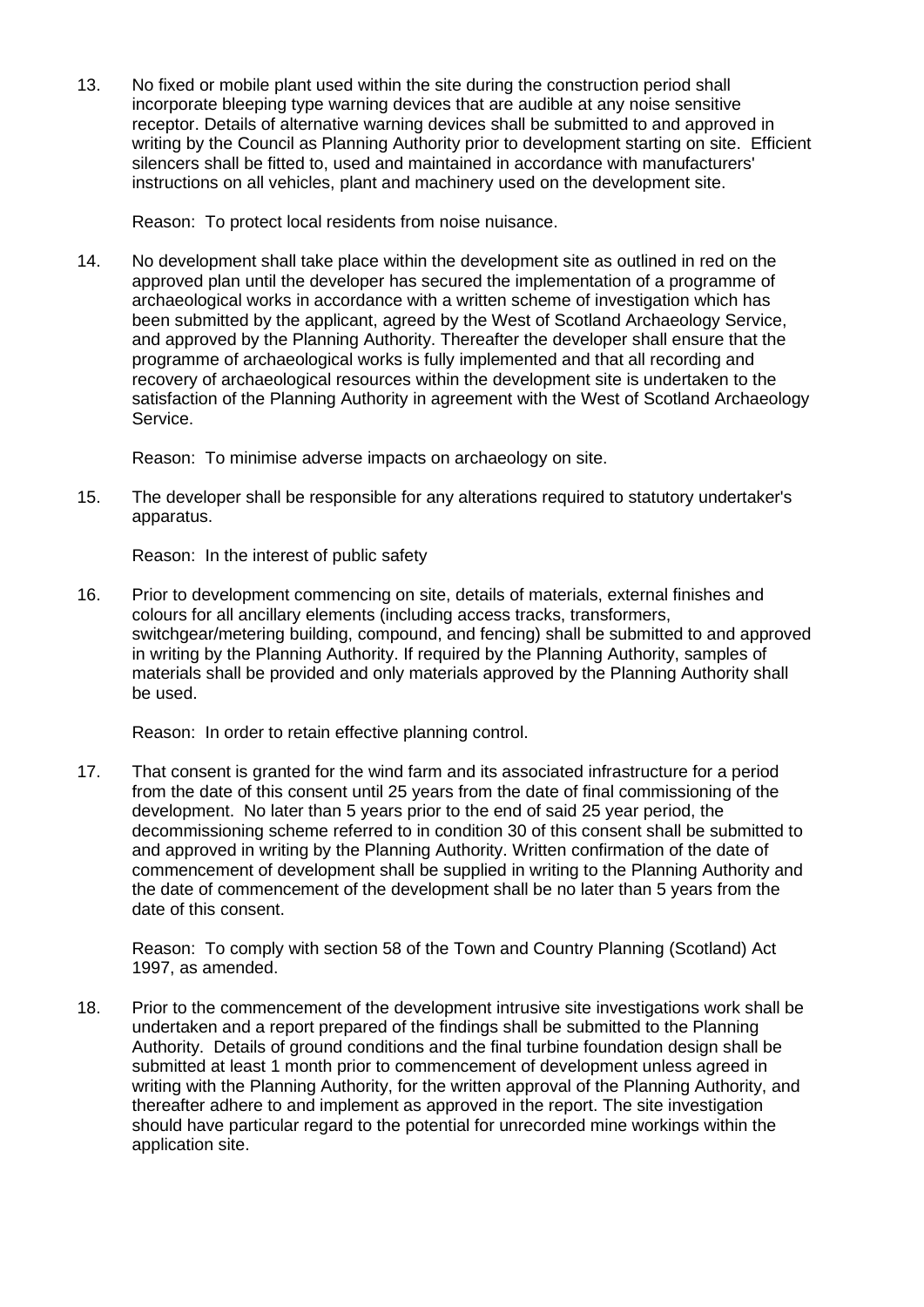13. No fixed or mobile plant used within the site during the construction period shall incorporate bleeping type warning devices that are audible at any noise sensitive receptor. Details of alternative warning devices shall be submitted to and approved in writing by the Council as Planning Authority prior to development starting on site. Efficient silencers shall be fitted to, used and maintained in accordance with manufacturers' instructions on all vehicles, plant and machinery used on the development site.

    Reason: To protect local residents from noise nuisance.

14. No development shall take place within the development site as outlined in red on the approved plan until the developer has secured the implementation of a programme of archaeological works in accordance with a written scheme of investigation which has been submitted by the applicant, agreed by the West of Scotland Archaeology Service, and approved by the Planning Authority. Thereafter the developer shall ensure that the programme of archaeological works is fully implemented and that all recording and recovery of archaeological resources within the development site is undertaken to the satisfaction of the Planning Authority in agreement with the West of Scotland Archaeology Service.

    Reason: To minimise adverse impacts on archaeology on site.

15. The developer shall be responsible for any alterations required to statutory undertaker's apparatus.

    Reason: In the interest of public safety

16. Prior to development commencing on site, details of materials, external finishes and colours for all ancillary elements (including access tracks, transformers, switchgear/metering building, compound, and fencing) shall be submitted to and approved in writing by the Planning Authority. If required by the Planning Authority, samples of materials shall be provided and only materials approved by the Planning Authority shall be used.

    Reason: In order to retain effective planning control.

17. That consent is granted for the wind farm and its associated infrastructure for a period from the date of this consent until 25 years from the date of final commissioning of the development. No later than 5 years prior to the end of said 25 year period, the decommissioning scheme referred to in condition 30 of this consent shall be submitted to and approved in writing by the Planning Authority. Written confirmation of the date of commencement of development shall be supplied in writing to the Planning Authority and the date of commencement of the development shall be no later than 5 years from the date of this consent.

    Reason: To comply with section 58 of the Town and Country Planning (Scotland) Act 1997, as amended.

18. Prior to the commencement of the development intrusive site investigations work shall be undertaken and a report prepared of the findings shall be submitted to the Planning Authority. Details of ground conditions and the final turbine foundation design shall be submitted at least 1 month prior to commencement of development unless agreed in writing with the Planning Authority, for the written approval of the Planning Authority, and thereafter adhere to and implement as approved in the report. The site investigation should have particular regard to the potential for unrecorded mine workings within the application site.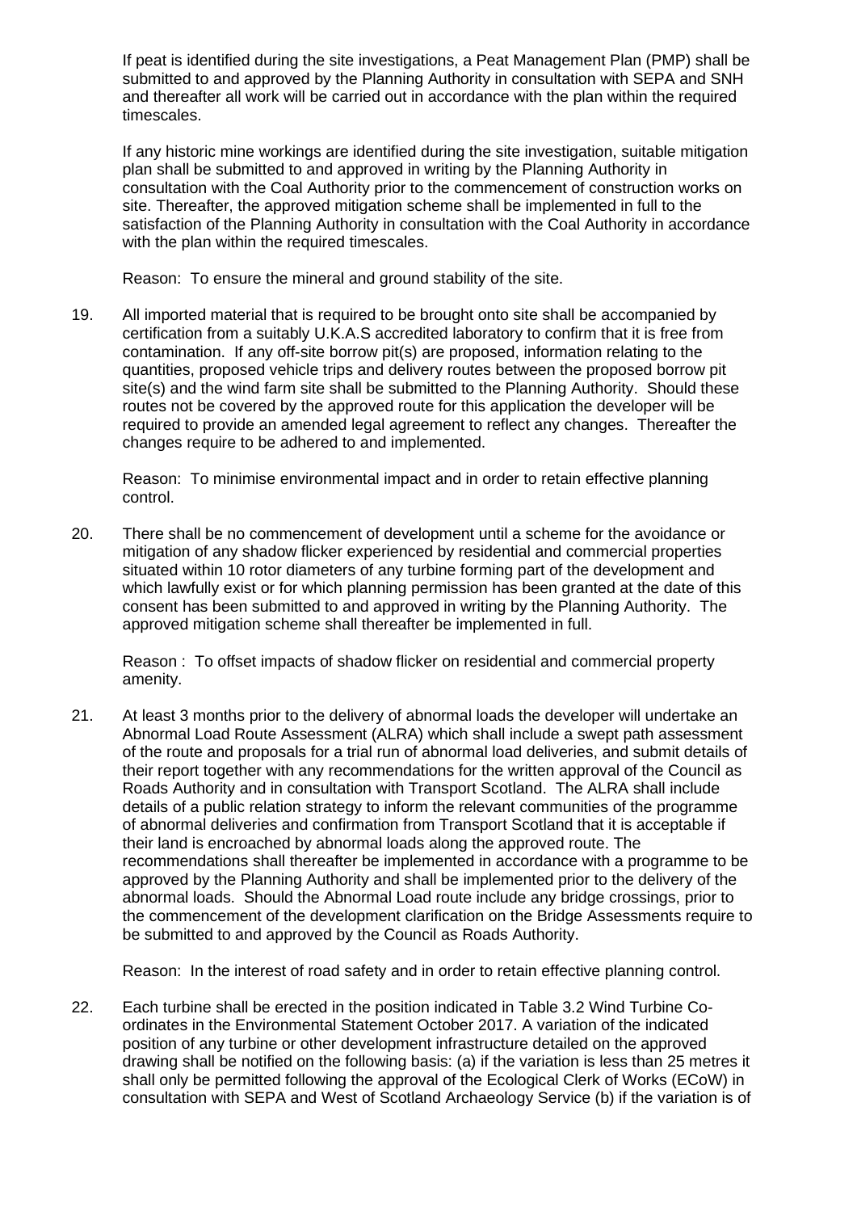If peat is identified during the site investigations, a Peat Management Plan (PMP) shall be submitted to and approved by the Planning Authority in consultation with SEPA and SNH and thereafter all work will be carried out in accordance with the plan within the required timescales.

If any historic mine workings are identified during the site investigation, suitable mitigation plan shall be submitted to and approved in writing by the Planning Authority in consultation with the Coal Authority prior to the commencement of construction works on site. Thereafter, the approved mitigation scheme shall be implemented in full to the satisfaction of the Planning Authority in consultation with the Coal Authority in accordance with the plan within the required timescales.

Reason: To ensure the mineral and ground stability of the site.

19. All imported material that is required to be brought onto site shall be accompanied by certification from a suitably U.K.A.S accredited laboratory to confirm that it is free from contamination. If any off-site borrow pit(s) are proposed, information relating to the quantities, proposed vehicle trips and delivery routes between the proposed borrow pit site(s) and the wind farm site shall be submitted to the Planning Authority. Should these routes not be covered by the approved route for this application the developer will be required to provide an amended legal agreement to reflect any changes. Thereafter the changes require to be adhered to and implemented.

    Reason: To minimise environmental impact and in order to retain effective planning control.

20. There shall be no commencement of development until a scheme for the avoidance or mitigation of any shadow flicker experienced by residential and commercial properties situated within 10 rotor diameters of any turbine forming part of the development and which lawfully exist or for which planning permission has been granted at the date of this consent has been submitted to and approved in writing by the Planning Authority. The approved mitigation scheme shall thereafter be implemented in full.

    Reason : To offset impacts of shadow flicker on residential and commercial property amenity.

21. At least 3 months prior to the delivery of abnormal loads the developer will undertake an Abnormal Load Route Assessment (ALRA) which shall include a swept path assessment of the route and proposals for a trial run of abnormal load deliveries, and submit details of their report together with any recommendations for the written approval of the Council as Roads Authority and in consultation with Transport Scotland. The ALRA shall include details of a public relation strategy to inform the relevant communities of the programme of abnormal deliveries and confirmation from Transport Scotland that it is acceptable if their land is encroached by abnormal loads along the approved route. The recommendations shall thereafter be implemented in accordance with a programme to be approved by the Planning Authority and shall be implemented prior to the delivery of the abnormal loads. Should the Abnormal Load route include any bridge crossings, prior to the commencement of the development clarification on the Bridge Assessments require to be submitted to and approved by the Council as Roads Authority.

    Reason: In the interest of road safety and in order to retain effective planning control.

22. Each turbine shall be erected in the position indicated in Table 3.2 Wind Turbine Co-ordinates in the Environmental Statement October 2017. A variation of the indicated position of any turbine or other development infrastructure detailed on the approved drawing shall be notified on the following basis: (a) if the variation is less than 25 metres it shall only be permitted following the approval of the Ecological Clerk of Works (ECoW) in consultation with SEPA and West of Scotland Archaeology Service (b) if the variation is of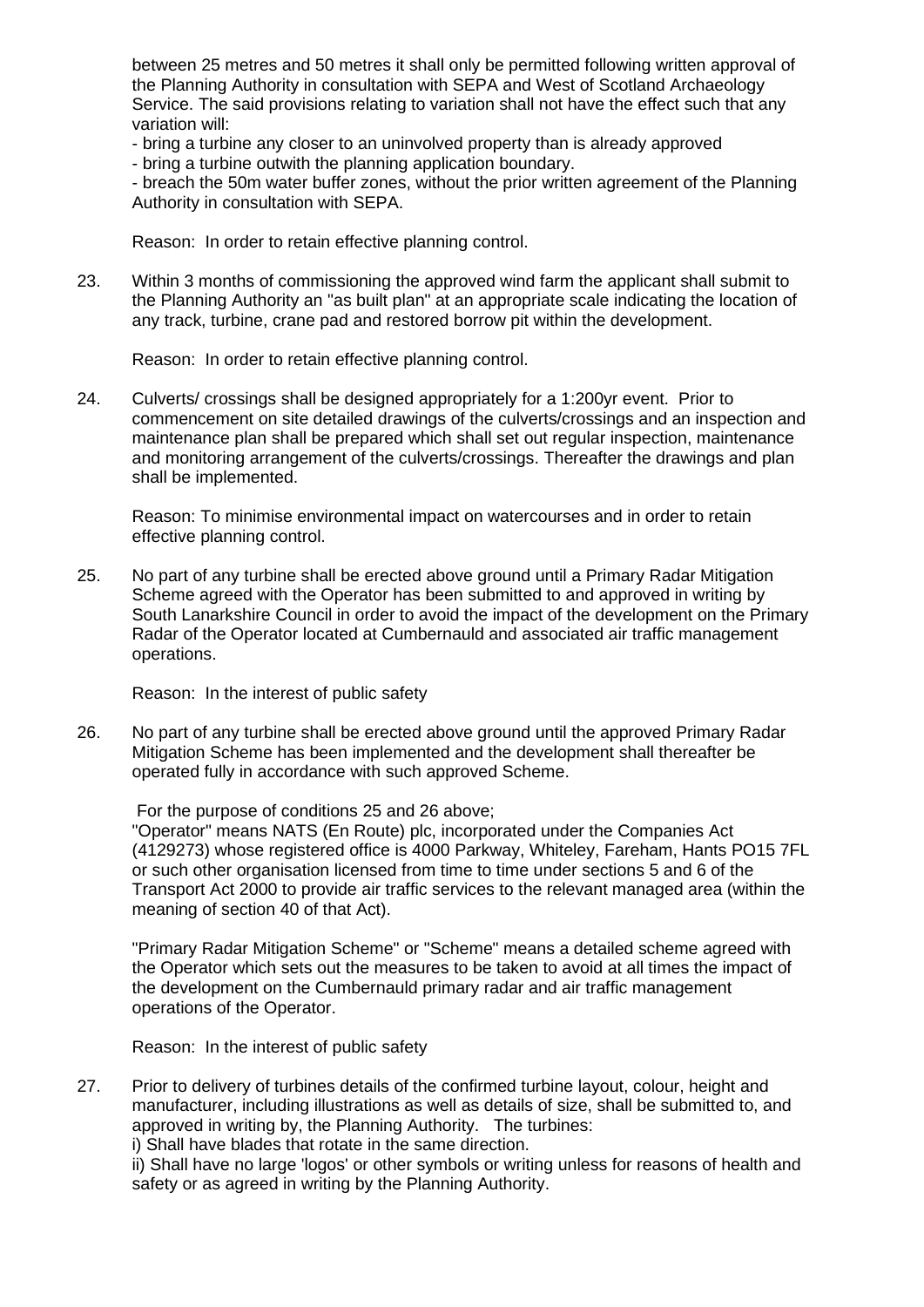between 25 metres and 50 metres it shall only be permitted following written approval of the Planning Authority in consultation with SEPA and West of Scotland Archaeology Service. The said provisions relating to variation shall not have the effect such that any variation will:

- bring a turbine any closer to an uninvolved property than is already approved
- bring a turbine outwith the planning application boundary.
- breach the 50m water buffer zones, without the prior written agreement of the Planning Authority in consultation with SEPA.

Reason: In order to retain effective planning control.

23. Within 3 months of commissioning the approved wind farm the applicant shall submit to the Planning Authority an "as built plan" at an appropriate scale indicating the location of any track, turbine, crane pad and restored borrow pit within the development.

    Reason: In order to retain effective planning control.

24. Culverts/ crossings shall be designed appropriately for a 1:200yr event. Prior to commencement on site detailed drawings of the culverts/crossings and an inspection and maintenance plan shall be prepared which shall set out regular inspection, maintenance and monitoring arrangement of the culverts/crossings. Thereafter the drawings and plan shall be implemented.

    Reason: To minimise environmental impact on watercourses and in order to retain effective planning control.

25. No part of any turbine shall be erected above ground until a Primary Radar Mitigation Scheme agreed with the Operator has been submitted to and approved in writing by South Lanarkshire Council in order to avoid the impact of the development on the Primary Radar of the Operator located at Cumbernauld and associated air traffic management operations.

    Reason: In the interest of public safety

26. No part of any turbine shall be erected above ground until the approved Primary Radar Mitigation Scheme has been implemented and the development shall thereafter be operated fully in accordance with such approved Scheme.

    For the purpose of conditions 25 and 26 above;
    "Operator" means NATS (En Route) plc, incorporated under the Companies Act (4129273) whose registered office is 4000 Parkway, Whiteley, Fareham, Hants PO15 7FL or such other organisation licensed from time to time under sections 5 and 6 of the Transport Act 2000 to provide air traffic services to the relevant managed area (within the meaning of section 40 of that Act).

    "Primary Radar Mitigation Scheme" or "Scheme" means a detailed scheme agreed with the Operator which sets out the measures to be taken to avoid at all times the impact of the development on the Cumbernauld primary radar and air traffic management operations of the Operator.

    Reason: In the interest of public safety

27. Prior to delivery of turbines details of the confirmed turbine layout, colour, height and manufacturer, including illustrations as well as details of size, shall be submitted to, and approved in writing by, the Planning Authority. The turbines:
    i) Shall have blades that rotate in the same direction.
    ii) Shall have no large 'logos' or other symbols or writing unless for reasons of health and safety or as agreed in writing by the Planning Authority.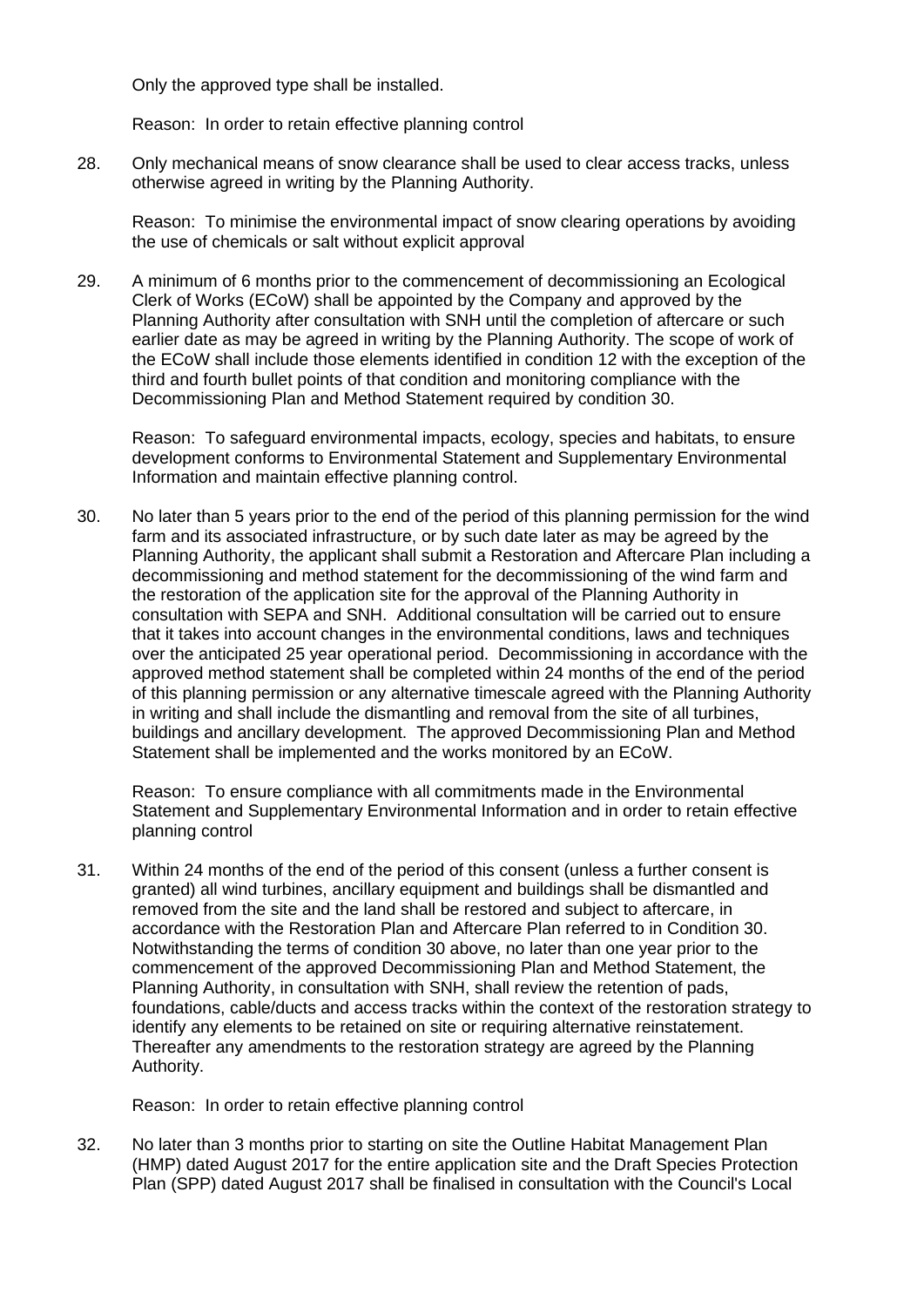Only the approved type shall be installed.

Reason: In order to retain effective planning control

28. Only mechanical means of snow clearance shall be used to clear access tracks, unless otherwise agreed in writing by the Planning Authority.

    Reason: To minimise the environmental impact of snow clearing operations by avoiding the use of chemicals or salt without explicit approval

29. A minimum of 6 months prior to the commencement of decommissioning an Ecological Clerk of Works (ECoW) shall be appointed by the Company and approved by the Planning Authority after consultation with SNH until the completion of aftercare or such earlier date as may be agreed in writing by the Planning Authority. The scope of work of the ECoW shall include those elements identified in condition 12 with the exception of the third and fourth bullet points of that condition and monitoring compliance with the Decommissioning Plan and Method Statement required by condition 30.

    Reason: To safeguard environmental impacts, ecology, species and habitats, to ensure development conforms to Environmental Statement and Supplementary Environmental Information and maintain effective planning control.

30. No later than 5 years prior to the end of the period of this planning permission for the wind farm and its associated infrastructure, or by such date later as may be agreed by the Planning Authority, the applicant shall submit a Restoration and Aftercare Plan including a decommissioning and method statement for the decommissioning of the wind farm and the restoration of the application site for the approval of the Planning Authority in consultation with SEPA and SNH. Additional consultation will be carried out to ensure that it takes into account changes in the environmental conditions, laws and techniques over the anticipated 25 year operational period. Decommissioning in accordance with the approved method statement shall be completed within 24 months of the end of the period of this planning permission or any alternative timescale agreed with the Planning Authority in writing and shall include the dismantling and removal from the site of all turbines, buildings and ancillary development. The approved Decommissioning Plan and Method Statement shall be implemented and the works monitored by an ECoW.

    Reason: To ensure compliance with all commitments made in the Environmental Statement and Supplementary Environmental Information and in order to retain effective planning control

31. Within 24 months of the end of the period of this consent (unless a further consent is granted) all wind turbines, ancillary equipment and buildings shall be dismantled and removed from the site and the land shall be restored and subject to aftercare, in accordance with the Restoration Plan and Aftercare Plan referred to in Condition 30. Notwithstanding the terms of condition 30 above, no later than one year prior to the commencement of the approved Decommissioning Plan and Method Statement, the Planning Authority, in consultation with SNH, shall review the retention of pads, foundations, cable/ducts and access tracks within the context of the restoration strategy to identify any elements to be retained on site or requiring alternative reinstatement. Thereafter any amendments to the restoration strategy are agreed by the Planning Authority.

    Reason: In order to retain effective planning control

32. No later than 3 months prior to starting on site the Outline Habitat Management Plan (HMP) dated August 2017 for the entire application site and the Draft Species Protection Plan (SPP) dated August 2017 shall be finalised in consultation with the Council's Local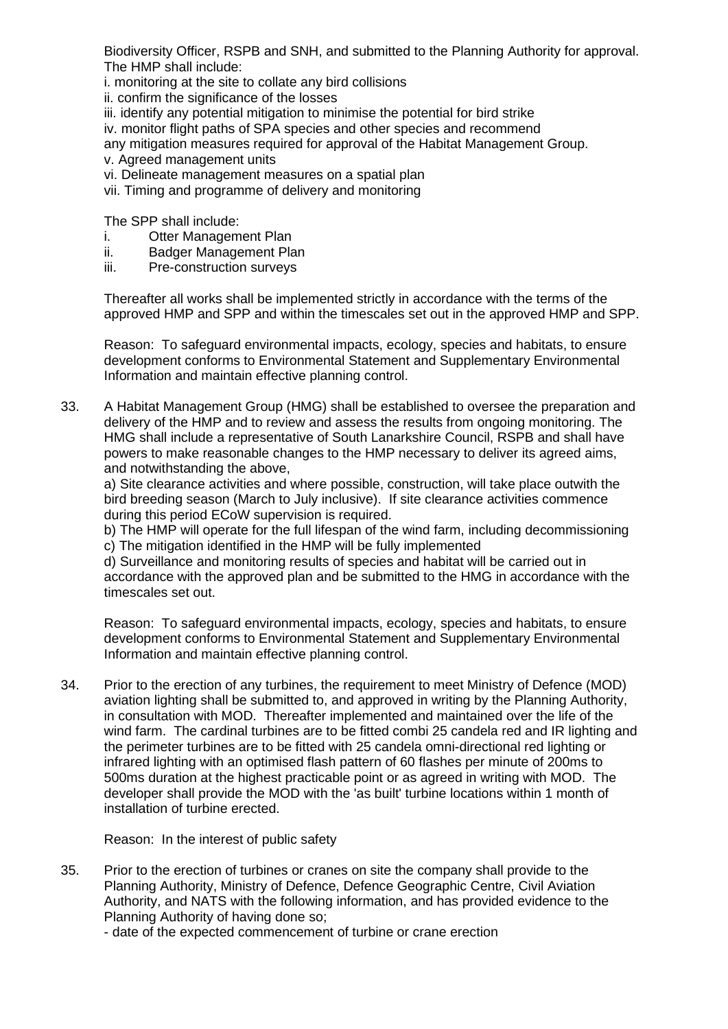Biodiversity Officer, RSPB and SNH, and submitted to the Planning Authority for approval. The HMP shall include:

i. monitoring at the site to collate any bird collisions
ii. confirm the significance of the losses
iii. identify any potential mitigation to minimise the potential for bird strike
iv. monitor flight paths of SPA species and other species and recommend any mitigation measures required for approval of the Habitat Management Group.
v. Agreed management units
vi. Delineate management measures on a spatial plan
vii. Timing and programme of delivery and monitoring

The SPP shall include:

i. Otter Management Plan
ii. Badger Management Plan
iii. Pre-construction surveys

Thereafter all works shall be implemented strictly in accordance with the terms of the approved HMP and SPP and within the timescales set out in the approved HMP and SPP.

Reason: To safeguard environmental impacts, ecology, species and habitats, to ensure development conforms to Environmental Statement and Supplementary Environmental Information and maintain effective planning control.

33. A Habitat Management Group (HMG) shall be established to oversee the preparation and delivery of the HMP and to review and assess the results from ongoing monitoring. The HMG shall include a representative of South Lanarkshire Council, RSPB and shall have powers to make reasonable changes to the HMP necessary to deliver its agreed aims, and notwithstanding the above,

    a) Site clearance activities and where possible, construction, will take place outwith the bird breeding season (March to July inclusive). If site clearance activities commence during this period ECoW supervision is required.
    b) The HMP will operate for the full lifespan of the wind farm, including decommissioning
    c) The mitigation identified in the HMP will be fully implemented
    d) Surveillance and monitoring results of species and habitat will be carried out in accordance with the approved plan and be submitted to the HMG in accordance with the timescales set out.

    Reason: To safeguard environmental impacts, ecology, species and habitats, to ensure development conforms to Environmental Statement and Supplementary Environmental Information and maintain effective planning control.

34. Prior to the erection of any turbines, the requirement to meet Ministry of Defence (MOD) aviation lighting shall be submitted to, and approved in writing by the Planning Authority, in consultation with MOD. Thereafter implemented and maintained over the life of the wind farm. The cardinal turbines are to be fitted combi 25 candela red and IR lighting and the perimeter turbines are to be fitted with 25 candela omni-directional red lighting or infrared lighting with an optimised flash pattern of 60 flashes per minute of 200ms to 500ms duration at the highest practicable point or as agreed in writing with MOD. The developer shall provide the MOD with the 'as built' turbine locations within 1 month of installation of turbine erected.

    Reason: In the interest of public safety

35. Prior to the erection of turbines or cranes on site the company shall provide to the Planning Authority, Ministry of Defence, Defence Geographic Centre, Civil Aviation Authority, and NATS with the following information, and has provided evidence to the Planning Authority of having done so;

    - date of the expected commencement of turbine or crane erection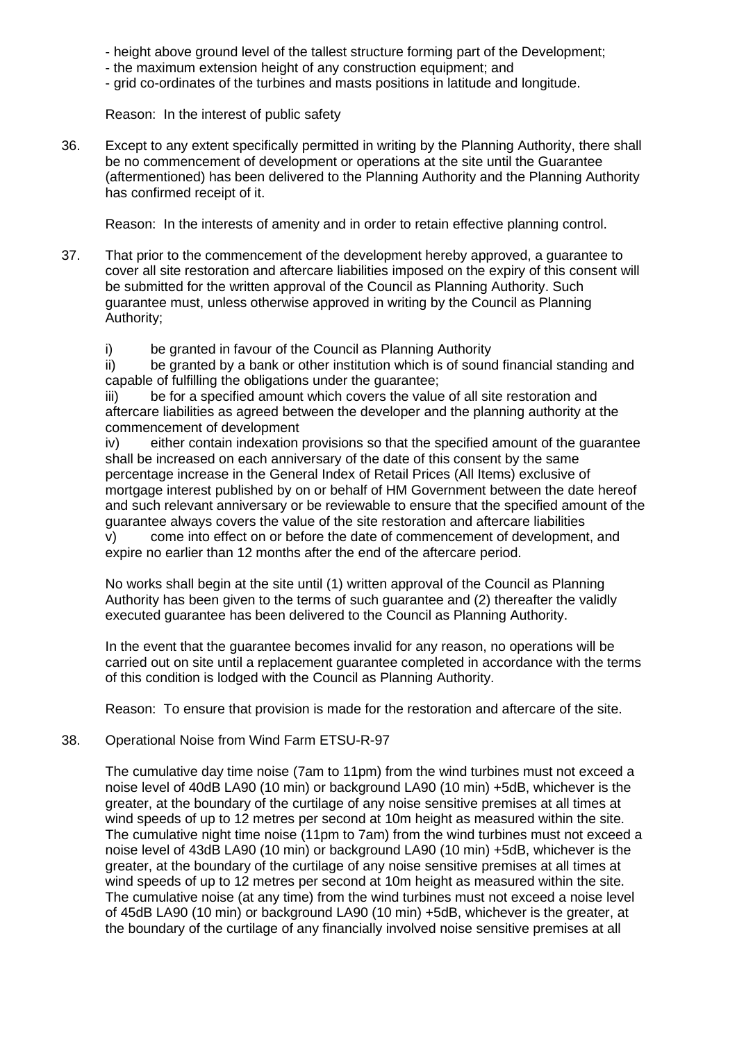- height above ground level of the tallest structure forming part of the Development;
- the maximum extension height of any construction equipment; and
- grid co-ordinates of the turbines and masts positions in latitude and longitude.

Reason: In the interest of public safety

36. Except to any extent specifically permitted in writing by the Planning Authority, there shall be no commencement of development or operations at the site until the Guarantee (aftermentioned) has been delivered to the Planning Authority and the Planning Authority has confirmed receipt of it.

    Reason: In the interests of amenity and in order to retain effective planning control.

37. That prior to the commencement of the development hereby approved, a guarantee to cover all site restoration and aftercare liabilities imposed on the expiry of this consent will be submitted for the written approval of the Council as Planning Authority. Such guarantee must, unless otherwise approved in writing by the Council as Planning Authority;

    i) be granted in favour of the Council as Planning Authority
    ii) be granted by a bank or other institution which is of sound financial standing and capable of fulfilling the obligations under the guarantee;
    iii) be for a specified amount which covers the value of all site restoration and aftercare liabilities as agreed between the developer and the planning authority at the commencement of development
    iv) either contain indexation provisions so that the specified amount of the guarantee shall be increased on each anniversary of the date of this consent by the same percentage increase in the General Index of Retail Prices (All Items) exclusive of mortgage interest published by on or behalf of HM Government between the date hereof and such relevant anniversary or be reviewable to ensure that the specified amount of the guarantee always covers the value of the site restoration and aftercare liabilities
    v) come into effect on or before the date of commencement of development, and expire no earlier than 12 months after the end of the aftercare period.

    No works shall begin at the site until (1) written approval of the Council as Planning Authority has been given to the terms of such guarantee and (2) thereafter the validly executed guarantee has been delivered to the Council as Planning Authority.

    In the event that the guarantee becomes invalid for any reason, no operations will be carried out on site until a replacement guarantee completed in accordance with the terms of this condition is lodged with the Council as Planning Authority.

    Reason: To ensure that provision is made for the restoration and aftercare of the site.

38. Operational Noise from Wind Farm ETSU-R-97

    The cumulative day time noise (7am to 11pm) from the wind turbines must not exceed a noise level of 40dB LA90 (10 min) or background LA90 (10 min) +5dB, whichever is the greater, at the boundary of the curtilage of any noise sensitive premises at all times at wind speeds of up to 12 metres per second at 10m height as measured within the site. The cumulative night time noise (11pm to 7am) from the wind turbines must not exceed a noise level of 43dB LA90 (10 min) or background LA90 (10 min) +5dB, whichever is the greater, at the boundary of the curtilage of any noise sensitive premises at all times at wind speeds of up to 12 metres per second at 10m height as measured within the site. The cumulative noise (at any time) from the wind turbines must not exceed a noise level of 45dB LA90 (10 min) or background LA90 (10 min) +5dB, whichever is the greater, at the boundary of the curtilage of any financially involved noise sensitive premises at all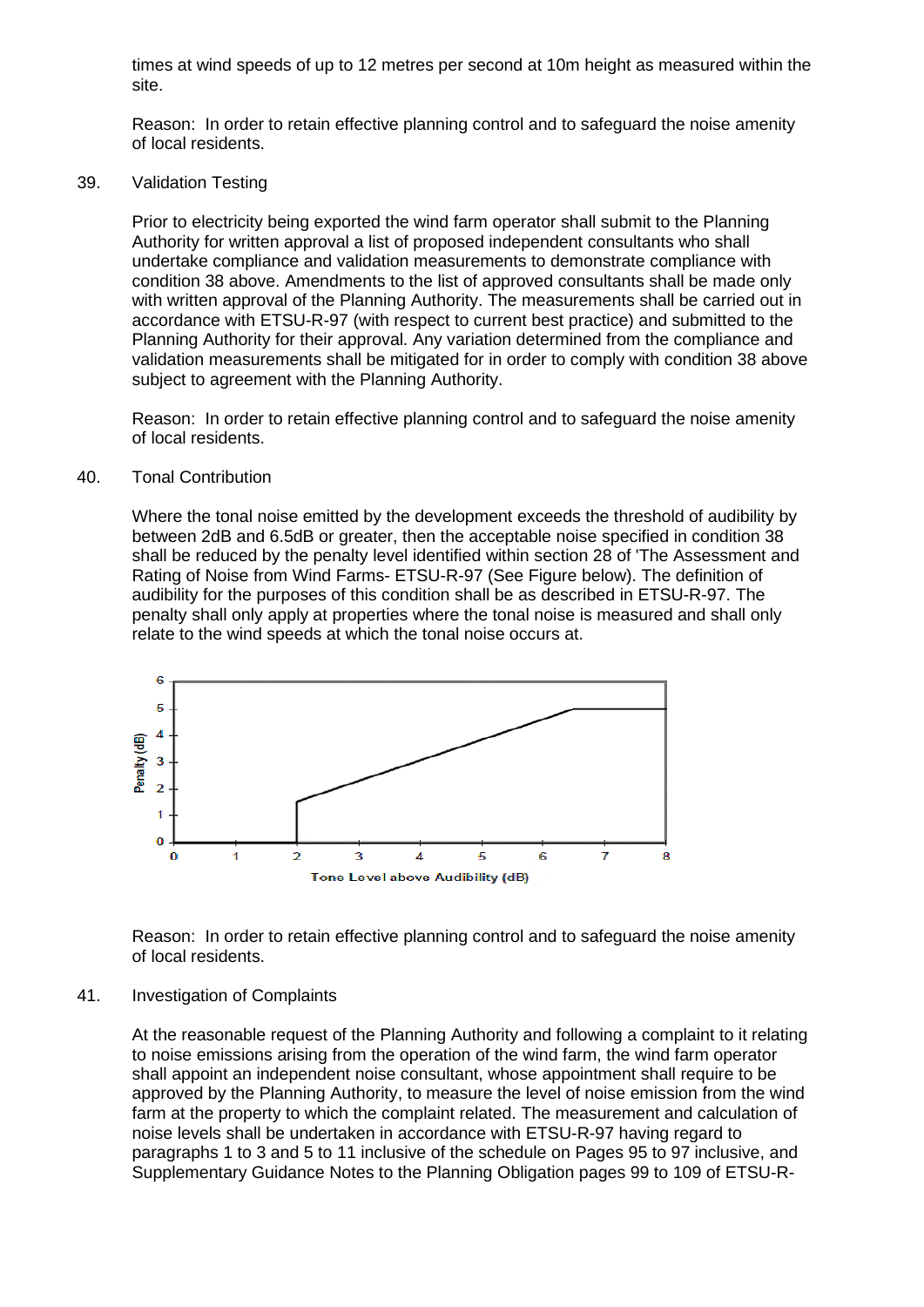times at wind speeds of up to 12 metres per second at 10m height as measured within the site.

Reason: In order to retain effective planning control and to safeguard the noise amenity of local residents.

39. Validation Testing

Prior to electricity being exported the wind farm operator shall submit to the Planning Authority for written approval a list of proposed independent consultants who shall undertake compliance and validation measurements to demonstrate compliance with condition 38 above. Amendments to the list of approved consultants shall be made only with written approval of the Planning Authority. The measurements shall be carried out in accordance with ETSU-R-97 (with respect to current best practice) and submitted to the Planning Authority for their approval. Any variation determined from the compliance and validation measurements shall be mitigated for in order to comply with condition 38 above subject to agreement with the Planning Authority.

Reason: In order to retain effective planning control and to safeguard the noise amenity of local residents.

40. Tonal Contribution

Where the tonal noise emitted by the development exceeds the threshold of audibility by between 2dB and 6.5dB or greater, then the acceptable noise specified in condition 38 shall be reduced by the penalty level identified within section 28 of 'The Assessment and Rating of Noise from Wind Farms- ETSU-R-97 (See Figure below). The definition of audibility for the purposes of this condition shall be as described in ETSU-R-97. The penalty shall only apply at properties where the tonal noise is measured and shall only relate to the wind speeds at which the tonal noise occurs at.

Reason: In order to retain effective planning control and to safeguard the noise amenity of local residents.

41. Investigation of Complaints

At the reasonable request of the Planning Authority and following a complaint to it relating to noise emissions arising from the operation of the wind farm, the wind farm operator shall appoint an independent noise consultant, whose appointment shall require to be approved by the Planning Authority, to measure the level of noise emission from the wind farm at the property to which the complaint related. The measurement and calculation of noise levels shall be undertaken in accordance with ETSU-R-97 having regard to paragraphs 1 to 3 and 5 to 11 inclusive of the schedule on Pages 95 to 97 inclusive, and Supplementary Guidance Notes to the Planning Obligation pages 99 to 109 of ETSU-R-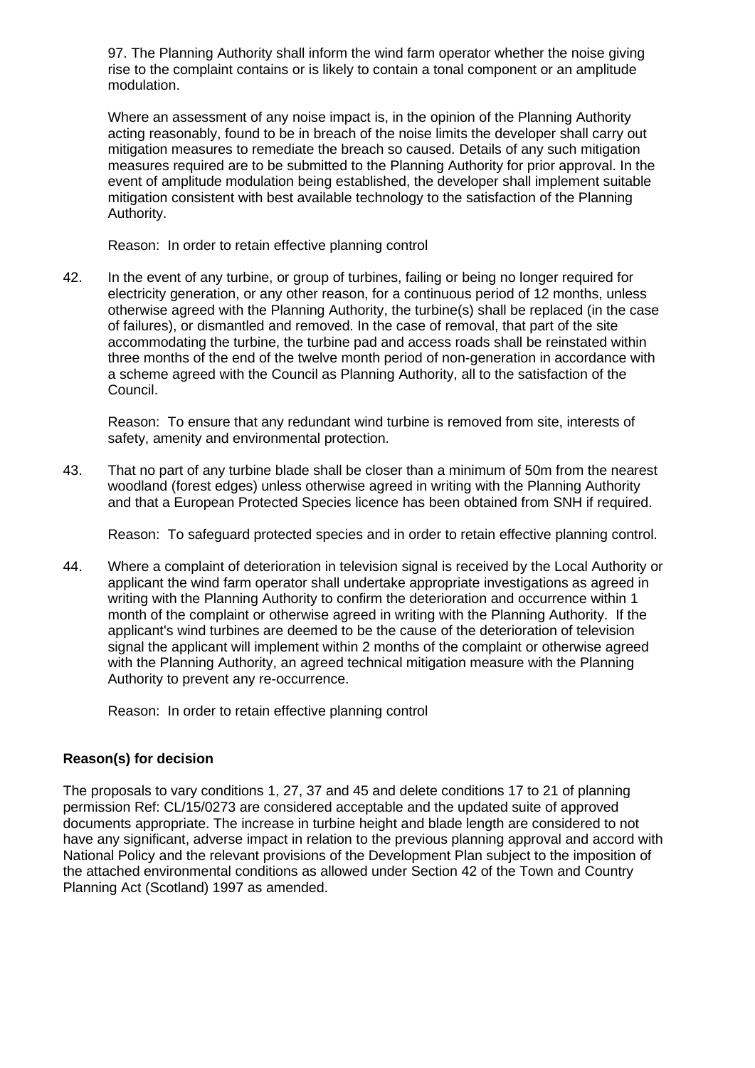97. The Planning Authority shall inform the wind farm operator whether the noise giving rise to the complaint contains or is likely to contain a tonal component or an amplitude modulation.

Where an assessment of any noise impact is, in the opinion of the Planning Authority acting reasonably, found to be in breach of the noise limits the developer shall carry out mitigation measures to remediate the breach so caused. Details of any such mitigation measures required are to be submitted to the Planning Authority for prior approval. In the event of amplitude modulation being established, the developer shall implement suitable mitigation consistent with best available technology to the satisfaction of the Planning Authority.

Reason: In order to retain effective planning control

42. In the event of any turbine, or group of turbines, failing or being no longer required for electricity generation, or any other reason, for a continuous period of 12 months, unless otherwise agreed with the Planning Authority, the turbine(s) shall be replaced (in the case of failures), or dismantled and removed. In the case of removal, that part of the site accommodating the turbine, the turbine pad and access roads shall be reinstated within three months of the end of the twelve month period of non-generation in accordance with a scheme agreed with the Council as Planning Authority, all to the satisfaction of the Council.

    Reason: To ensure that any redundant wind turbine is removed from site, interests of safety, amenity and environmental protection.

43. That no part of any turbine blade shall be closer than a minimum of 50m from the nearest woodland (forest edges) unless otherwise agreed in writing with the Planning Authority and that a European Protected Species licence has been obtained from SNH if required.

    Reason: To safeguard protected species and in order to retain effective planning control.

44. Where a complaint of deterioration in television signal is received by the Local Authority or applicant the wind farm operator shall undertake appropriate investigations as agreed in writing with the Planning Authority to confirm the deterioration and occurrence within 1 month of the complaint or otherwise agreed in writing with the Planning Authority. If the applicant's wind turbines are deemed to be the cause of the deterioration of television signal the applicant will implement within 2 months of the complaint or otherwise agreed with the Planning Authority, an agreed technical mitigation measure with the Planning Authority to prevent any re-occurrence.

    Reason: In order to retain effective planning control

**Reason(s) for decision**

The proposals to vary conditions 1, 27, 37 and 45 and delete conditions 17 to 21 of planning permission Ref: CL/15/0273 are considered acceptable and the updated suite of approved documents appropriate. The increase in turbine height and blade length are considered to not have any significant, adverse impact in relation to the previous planning approval and accord with National Policy and the relevant provisions of the Development Plan subject to the imposition of the attached environmental conditions as allowed under Section 42 of the Town and Country Planning Act (Scotland) 1997 as amended.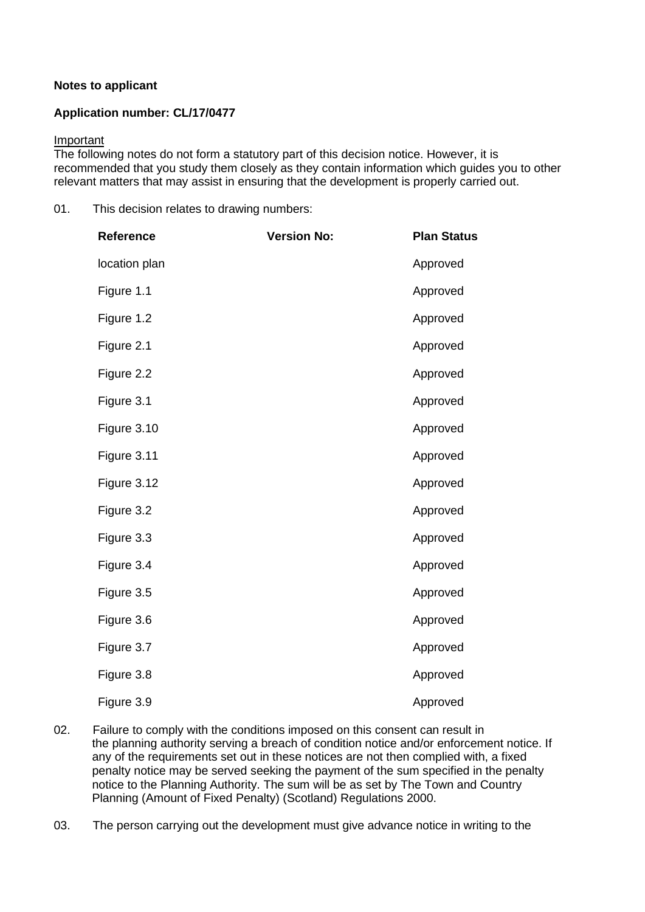**Notes to applicant**

**Application number: CL/17/0477**

Important
The following notes do not form a statutory part of this decision notice. However, it is recommended that you study them closely as they contain information which guides you to other relevant matters that may assist in ensuring that the development is properly carried out.

01. This decision relates to drawing numbers:

| Reference | Version No: | Plan Status |
|---|---|---|
| location plan | | Approved |
| Figure 1.1 | | Approved |
| Figure 1.2 | | Approved |
| Figure 2.1 | | Approved |
| Figure 2.2 | | Approved |
| Figure 3.1 | | Approved |
| Figure 3.10 | | Approved |
| Figure 3.11 | | Approved |
| Figure 3.12 | | Approved |
| Figure 3.2 | | Approved |
| Figure 3.3 | | Approved |
| Figure 3.4 | | Approved |
| Figure 3.5 | | Approved |
| Figure 3.6 | | Approved |
| Figure 3.7 | | Approved |
| Figure 3.8 | | Approved |
| Figure 3.9 | | Approved |

02. Failure to comply with the conditions imposed on this consent can result in the planning authority serving a breach of condition notice and/or enforcement notice. If any of the requirements set out in these notices are not then complied with, a fixed penalty notice may be served seeking the payment of the sum specified in the penalty notice to the Planning Authority. The sum will be as set by The Town and Country Planning (Amount of Fixed Penalty) (Scotland) Regulations 2000.

03. The person carrying out the development must give advance notice in writing to the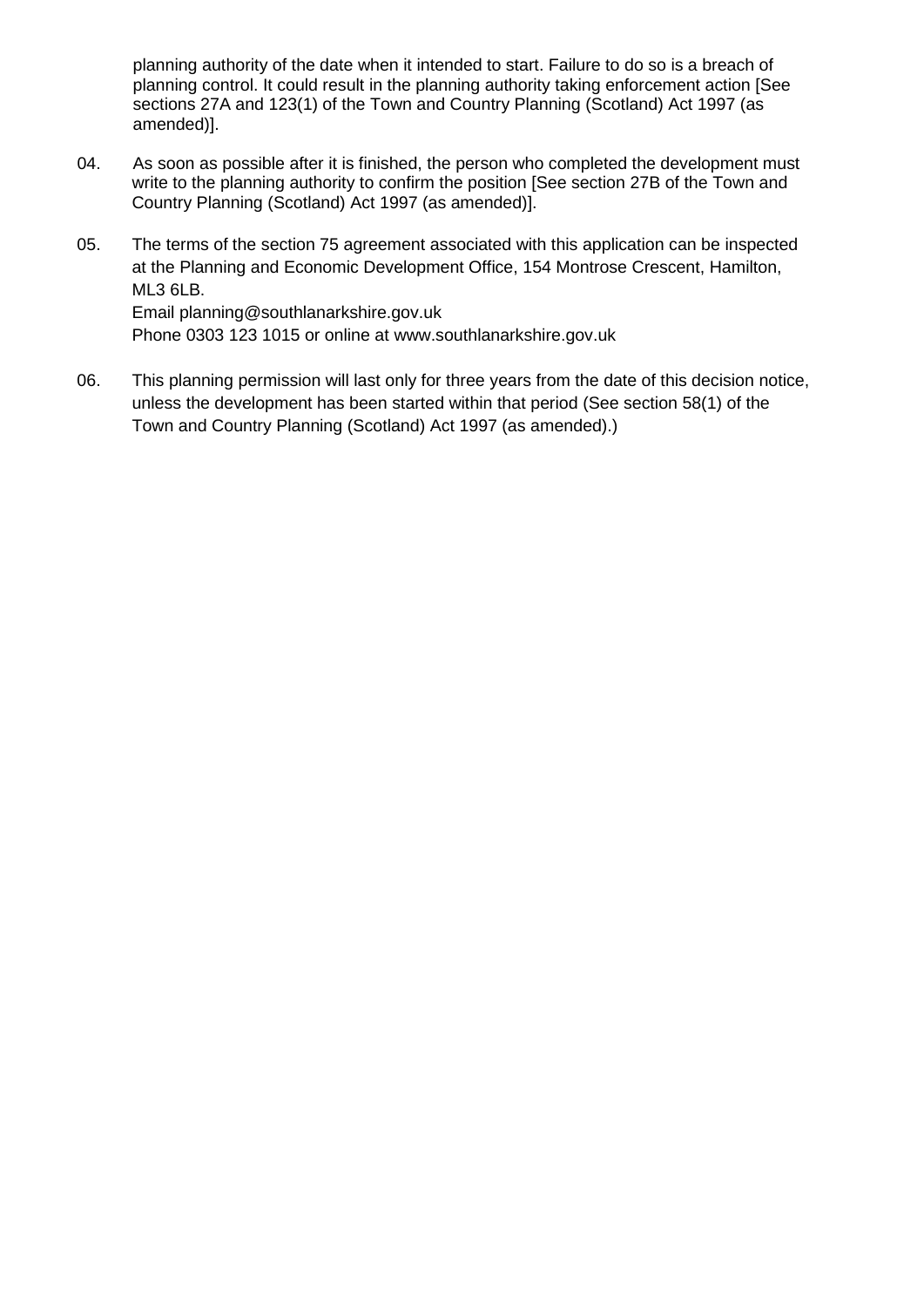planning authority of the date when it intended to start. Failure to do so is a breach of planning control. It could result in the planning authority taking enforcement action [See sections 27A and 123(1) of the Town and Country Planning (Scotland) Act 1997 (as amended)].

04. As soon as possible after it is finished, the person who completed the development must write to the planning authority to confirm the position [See section 27B of the Town and Country Planning (Scotland) Act 1997 (as amended)].

05. The terms of the section 75 agreement associated with this application can be inspected at the Planning and Economic Development Office, 154 Montrose Crescent, Hamilton, ML3 6LB.
Email planning@southlanarkshire.gov.uk
Phone 0303 123 1015 or online at www.southlanarkshire.gov.uk

06. This planning permission will last only for three years from the date of this decision notice, unless the development has been started within that period (See section 58(1) of the Town and Country Planning (Scotland) Act 1997 (as amended).)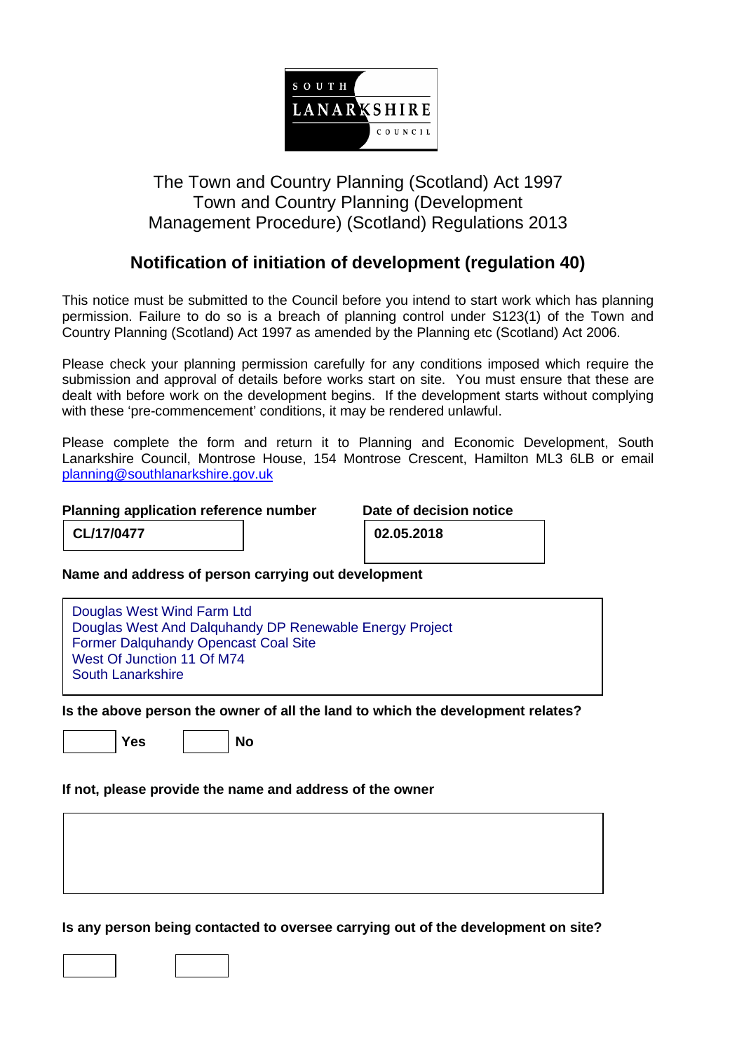SOUTH LANARKSHIRE COUNCIL

The Town and Country Planning (Scotland) Act 1997
Town and Country Planning (Development Management Procedure) (Scotland) Regulations 2013

## Notification of initiation of development (regulation 40)

This notice must be submitted to the Council before you intend to start work which has planning permission. Failure to do so is a breach of planning control under S123(1) of the Town and Country Planning (Scotland) Act 1997 as amended by the Planning etc (Scotland) Act 2006.

Please check your planning permission carefully for any conditions imposed which require the submission and approval of details before works start on site. You must ensure that these are dealt with before work on the development begins. If the development starts without complying with these 'pre-commencement' conditions, it may be rendered unlawful.

Please complete the form and return it to Planning and Economic Development, South Lanarkshire Council, Montrose House, 154 Montrose Crescent, Hamilton ML3 6LB or email planning@southlanarkshire.gov.uk

**Planning application reference number**

**CL/17/0477**

**Date of decision notice**

**02.05.2018**

**Name and address of person carrying out development**

Douglas West Wind Farm Ltd
Douglas West And Dalquhandy DP Renewable Energy Project
Former Dalquhandy Opencast Coal Site
West Of Junction 11 Of M74
South Lanarkshire

**Is the above person the owner of all the land to which the development relates?**

☐ **Yes** ☐ **No**

**If not, please provide the name and address of the owner**

**Is any person being contacted to oversee carrying out of the development on site?**

☐ ☐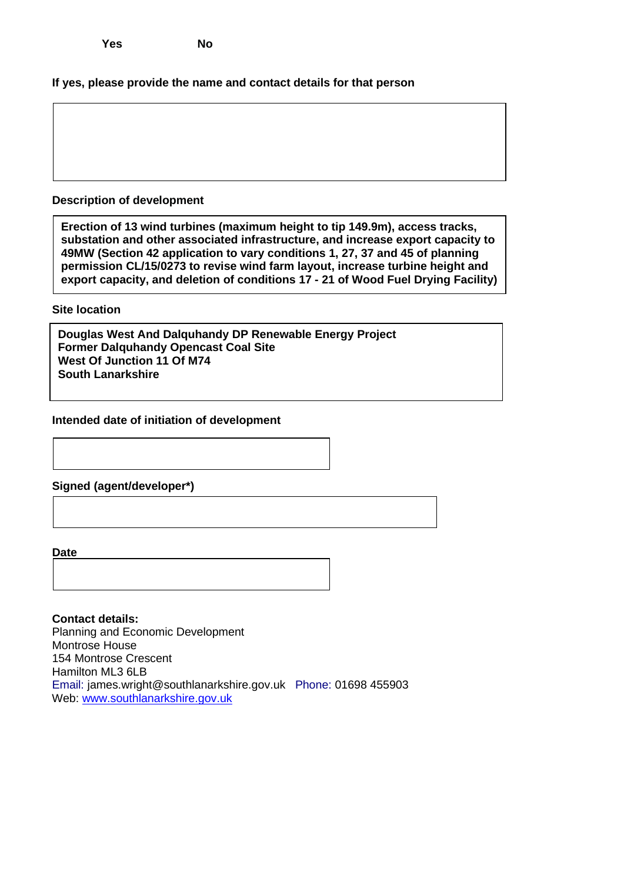**Yes** **No**

**If yes, please provide the name and contact details for that person**

**Description of development**

**Erection of 13 wind turbines (maximum height to tip 149.9m), access tracks, substation and other associated infrastructure, and increase export capacity to 49MW (Section 42 application to vary conditions 1, 27, 37 and 45 of planning permission CL/15/0273 to revise wind farm layout, increase turbine height and export capacity, and deletion of conditions 17 - 21 of Wood Fuel Drying Facility)**

**Site location**

**Douglas West And Dalquhandy DP Renewable Energy Project**
**Former Dalquhandy Opencast Coal Site**
**West Of Junction 11 Of M74**
**South Lanarkshire**

**Intended date of initiation of development**

**Signed (agent/developer*)**

**Date**

**Contact details:**
Planning and Economic Development
Montrose House
154 Montrose Crescent
Hamilton ML3 6LB
Email: james.wright@southlanarkshire.gov.uk Phone: 01698 455903
Web: www.southlanarkshire.gov.uk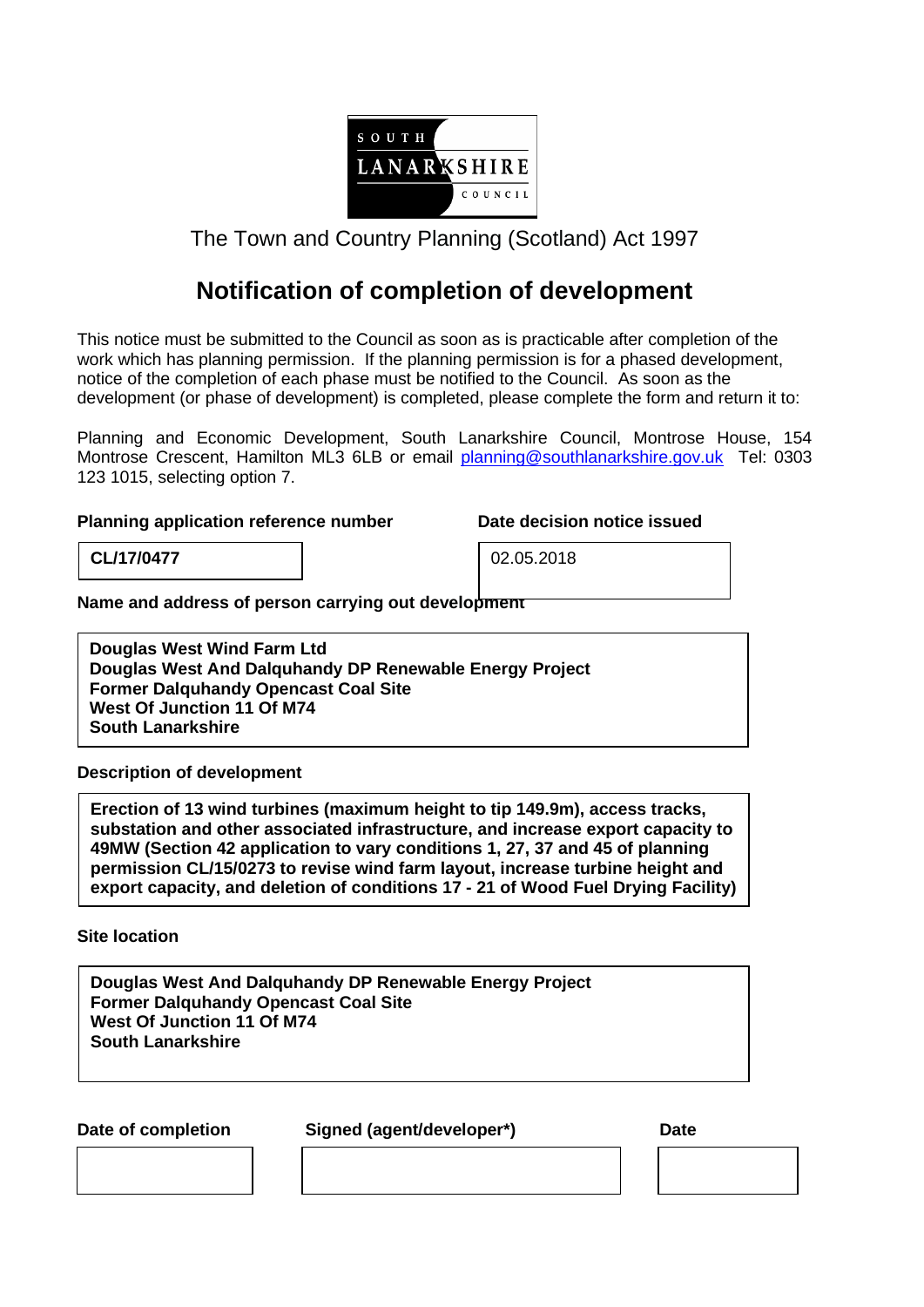SOUTH LANARKSHIRE COUNCIL

The Town and Country Planning (Scotland) Act 1997

# Notification of completion of development

This notice must be submitted to the Council as soon as is practicable after completion of the work which has planning permission. If the planning permission is for a phased development, notice of the completion of each phase must be notified to the Council. As soon as the development (or phase of development) is completed, please complete the form and return it to:

Planning and Economic Development, South Lanarkshire Council, Montrose House, 154 Montrose Crescent, Hamilton ML3 6LB or email planning@southlanarkshire.gov.uk Tel: 0303 123 1015, selecting option 7.

| **Planning application reference number** | **Date decision notice issued** |
|---|---|
| **CL/17/0477** | 02.05.2018 |

**Name and address of person carrying out development**

**Douglas West Wind Farm Ltd**
**Douglas West And Dalquhandy DP Renewable Energy Project**
**Former Dalquhandy Opencast Coal Site**
**West Of Junction 11 Of M74**
**South Lanarkshire**

**Description of development**

**Erection of 13 wind turbines (maximum height to tip 149.9m), access tracks, substation and other associated infrastructure, and increase export capacity to 49MW (Section 42 application to vary conditions 1, 27, 37 and 45 of planning permission CL/15/0273 to revise wind farm layout, increase turbine height and export capacity, and deletion of conditions 17 - 21 of Wood Fuel Drying Facility)**

**Site location**

**Douglas West And Dalquhandy DP Renewable Energy Project**
**Former Dalquhandy Opencast Coal Site**
**West Of Junction 11 Of M74**
**South Lanarkshire**

| **Date of completion** | **Signed (agent/developer*)** | **Date** |
|---|---|---|
| | | |